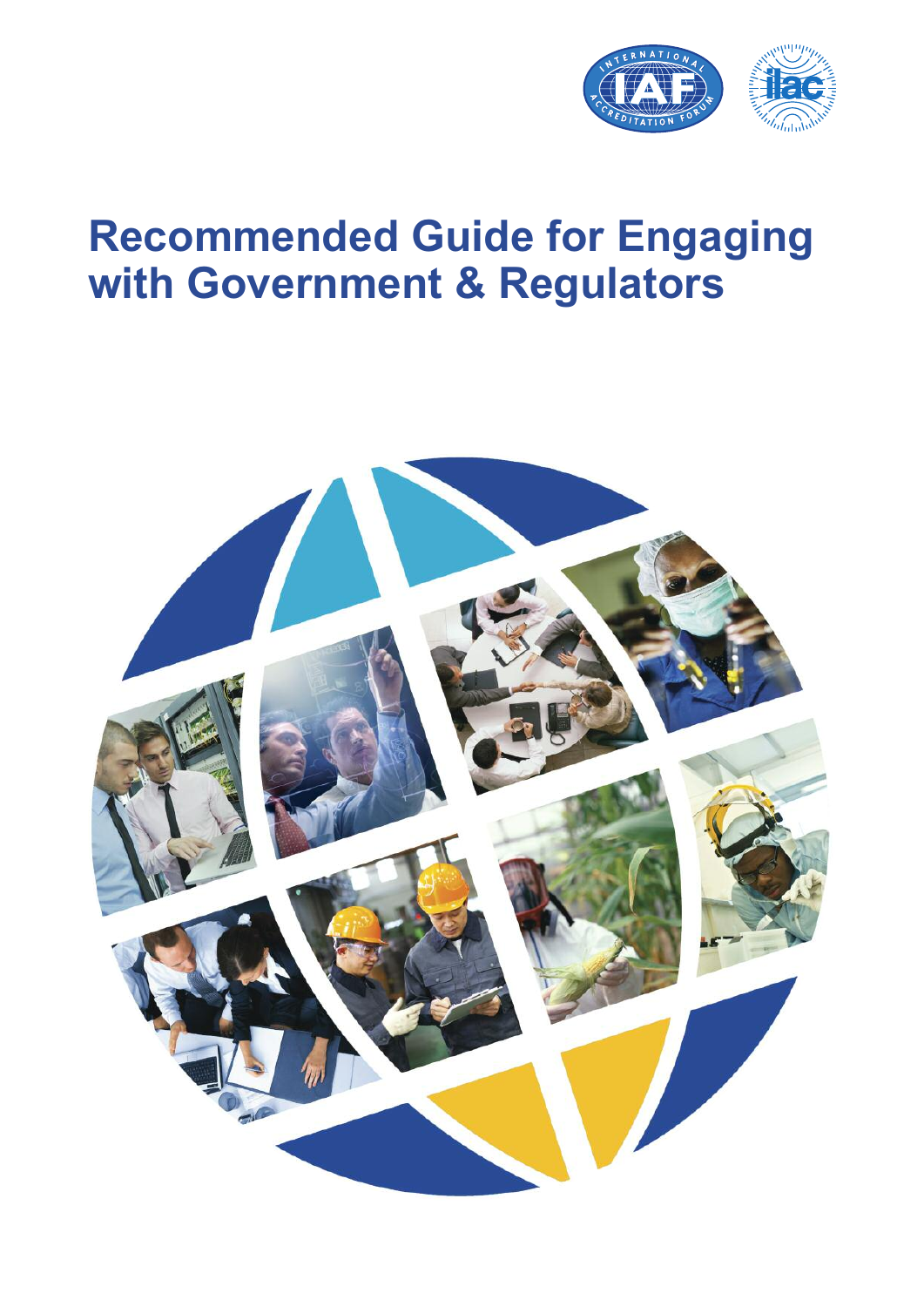# Recommended Guide for Engaging with Government & Regulators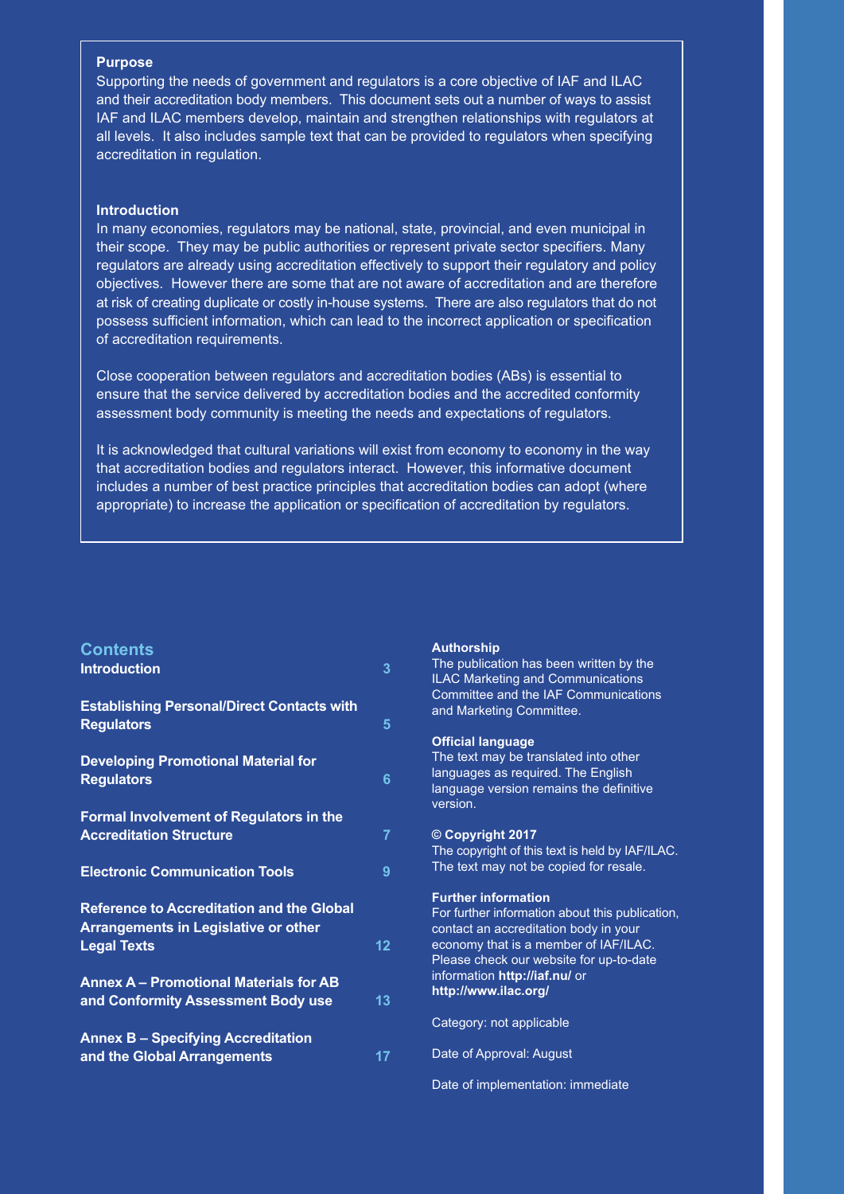**Purpose**

Supporting the needs of government and regulators is a core objective of IAF and ILAC and their accreditation body members. This document sets out a number of ways to assist IAF and ILAC members develop, maintain and strengthen relationships with regulators at all levels. It also includes sample text that can be provided to regulators when specifying accreditation in regulation.

**Introduction**

In many economies, regulators may be national, state, provincial, and even municipal in their scope. They may be public authorities or represent private sector specifiers. Many regulators are already using accreditation effectively to support their regulatory and policy objectives. However there are some that are not aware of accreditation and are therefore at risk of creating duplicate or costly in-house systems. There are also regulators that do not possess sufficient information, which can lead to the incorrect application or specification of accreditation requirements.

Close cooperation between regulators and accreditation bodies (ABs) is essential to ensure that the service delivered by accreditation bodies and the accredited conformity assessment body community is meeting the needs and expectations of regulators.

It is acknowledged that cultural variations will exist from economy to economy in the way that accreditation bodies and regulators interact. However, this informative document includes a number of best practice principles that accreditation bodies can adopt (where appropriate) to increase the application or specification of accreditation by regulators.

## Contents

| | |
|---|---|
| **Introduction** | 3 |
| **Establishing Personal/Direct Contacts with Regulators** | 5 |
| **Developing Promotional Material for Regulators** | 6 |
| **Formal Involvement of Regulators in the Accreditation Structure** | 7 |
| **Electronic Communication Tools** | 9 |
| **Reference to Accreditation and the Global Arrangements in Legislative or other Legal Texts** | 12 |
| **Annex A – Promotional Materials for AB and Conformity Assessment Body use** | 13 |
| **Annex B – Specifying Accreditation and the Global Arrangements** | 17 |

**Authorship**

The publication has been written by the ILAC Marketing and Communications Committee and the IAF Communications and Marketing Committee.

**Official language**

The text may be translated into other languages as required. The English language version remains the definitive version.

**© Copyright 2017**

The copyright of this text is held by IAF/ILAC. The text may not be copied for resale.

**Further information**

For further information about this publication, contact an accreditation body in your economy that is a member of IAF/ILAC. Please check our website for up-to-date information **http://iaf.nu/** or **http://www.ilac.org/**

Category: not applicable

Date of Approval: August

Date of implementation: immediate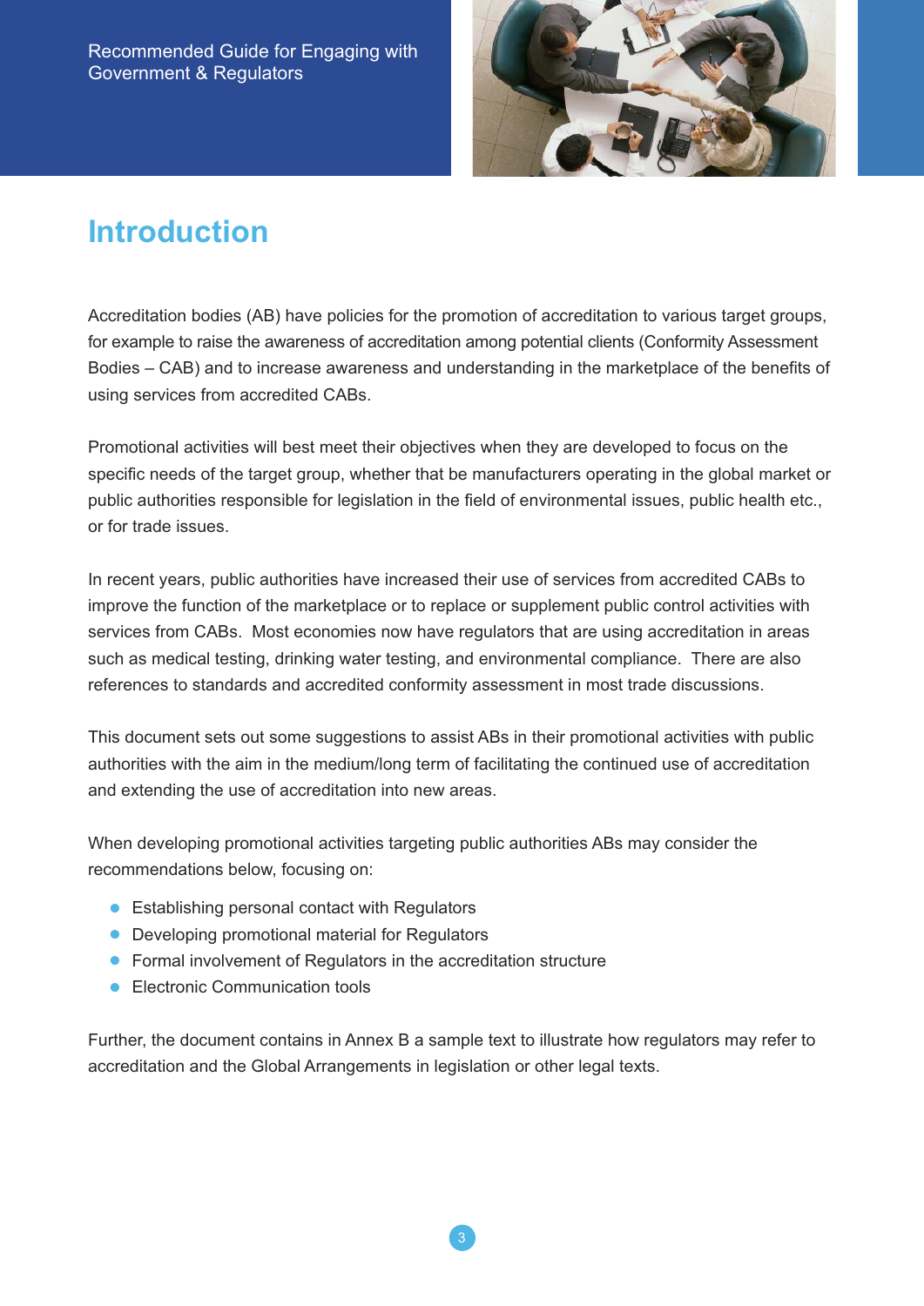# Introduction

Accreditation bodies (AB) have policies for the promotion of accreditation to various target groups, for example to raise the awareness of accreditation among potential clients (Conformity Assessment Bodies – CAB) and to increase awareness and understanding in the marketplace of the benefits of using services from accredited CABs.

Promotional activities will best meet their objectives when they are developed to focus on the specific needs of the target group, whether that be manufacturers operating in the global market or public authorities responsible for legislation in the field of environmental issues, public health etc., or for trade issues.

In recent years, public authorities have increased their use of services from accredited CABs to improve the function of the marketplace or to replace or supplement public control activities with services from CABs. Most economies now have regulators that are using accreditation in areas such as medical testing, drinking water testing, and environmental compliance. There are also references to standards and accredited conformity assessment in most trade discussions.

This document sets out some suggestions to assist ABs in their promotional activities with public authorities with the aim in the medium/long term of facilitating the continued use of accreditation and extending the use of accreditation into new areas.

When developing promotional activities targeting public authorities ABs may consider the recommendations below, focusing on:

- Establishing personal contact with Regulators
- Developing promotional material for Regulators
- Formal involvement of Regulators in the accreditation structure
- Electronic Communication tools

Further, the document contains in Annex B a sample text to illustrate how regulators may refer to accreditation and the Global Arrangements in legislation or other legal texts.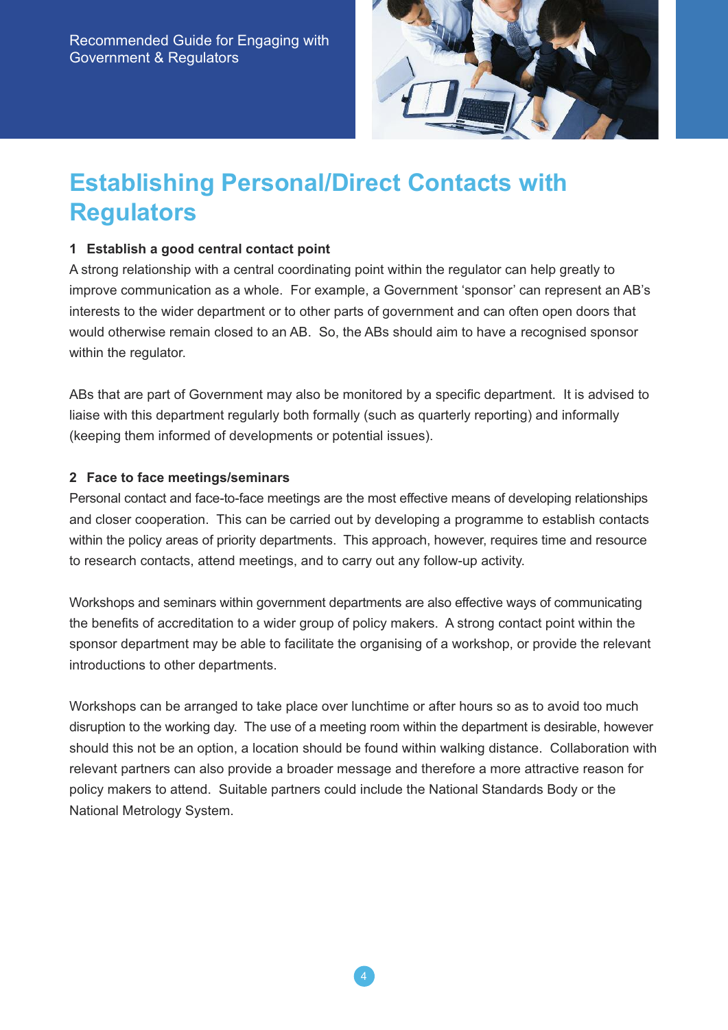## Establishing Personal/Direct Contacts with Regulators

### 1 Establish a good central contact point

A strong relationship with a central coordinating point within the regulator can help greatly to improve communication as a whole. For example, a Government 'sponsor' can represent an AB's interests to the wider department or to other parts of government and can often open doors that would otherwise remain closed to an AB. So, the ABs should aim to have a recognised sponsor within the regulator.

ABs that are part of Government may also be monitored by a specific department. It is advised to liaise with this department regularly both formally (such as quarterly reporting) and informally (keeping them informed of developments or potential issues).

### 2 Face to face meetings/seminars

Personal contact and face-to-face meetings are the most effective means of developing relationships and closer cooperation. This can be carried out by developing a programme to establish contacts within the policy areas of priority departments. This approach, however, requires time and resource to research contacts, attend meetings, and to carry out any follow-up activity.

Workshops and seminars within government departments are also effective ways of communicating the benefits of accreditation to a wider group of policy makers. A strong contact point within the sponsor department may be able to facilitate the organising of a workshop, or provide the relevant introductions to other departments.

Workshops can be arranged to take place over lunchtime or after hours so as to avoid too much disruption to the working day. The use of a meeting room within the department is desirable, however should this not be an option, a location should be found within walking distance. Collaboration with relevant partners can also provide a broader message and therefore a more attractive reason for policy makers to attend. Suitable partners could include the National Standards Body or the National Metrology System.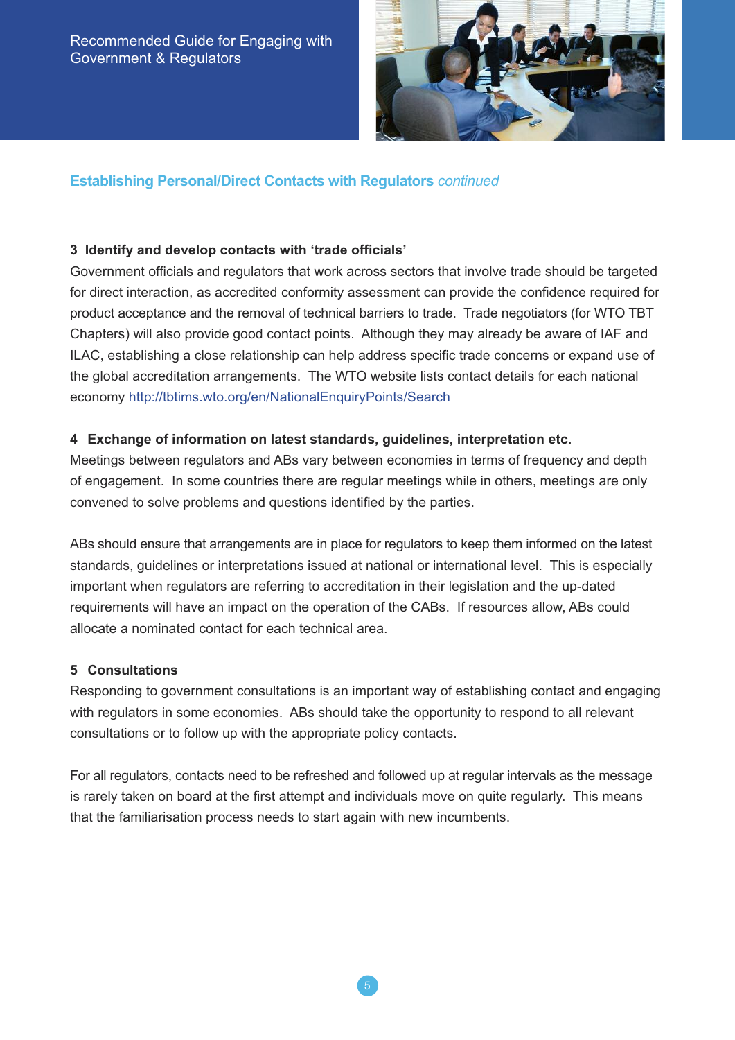## Establishing Personal/Direct Contacts with Regulators *continued*

### 3 Identify and develop contacts with ‘trade officials’

Government officials and regulators that work across sectors that involve trade should be targeted for direct interaction, as accredited conformity assessment can provide the confidence required for product acceptance and the removal of technical barriers to trade. Trade negotiators (for WTO TBT Chapters) will also provide good contact points. Although they may already be aware of IAF and ILAC, establishing a close relationship can help address specific trade concerns or expand use of the global accreditation arrangements. The WTO website lists contact details for each national economy http://tbtims.wto.org/en/NationalEnquiryPoints/Search

### 4 Exchange of information on latest standards, guidelines, interpretation etc.

Meetings between regulators and ABs vary between economies in terms of frequency and depth of engagement. In some countries there are regular meetings while in others, meetings are only convened to solve problems and questions identified by the parties.

ABs should ensure that arrangements are in place for regulators to keep them informed on the latest standards, guidelines or interpretations issued at national or international level. This is especially important when regulators are referring to accreditation in their legislation and the up-dated requirements will have an impact on the operation of the CABs. If resources allow, ABs could allocate a nominated contact for each technical area.

### 5 Consultations

Responding to government consultations is an important way of establishing contact and engaging with regulators in some economies. ABs should take the opportunity to respond to all relevant consultations or to follow up with the appropriate policy contacts.

For all regulators, contacts need to be refreshed and followed up at regular intervals as the message is rarely taken on board at the first attempt and individuals move on quite regularly. This means that the familiarisation process needs to start again with new incumbents.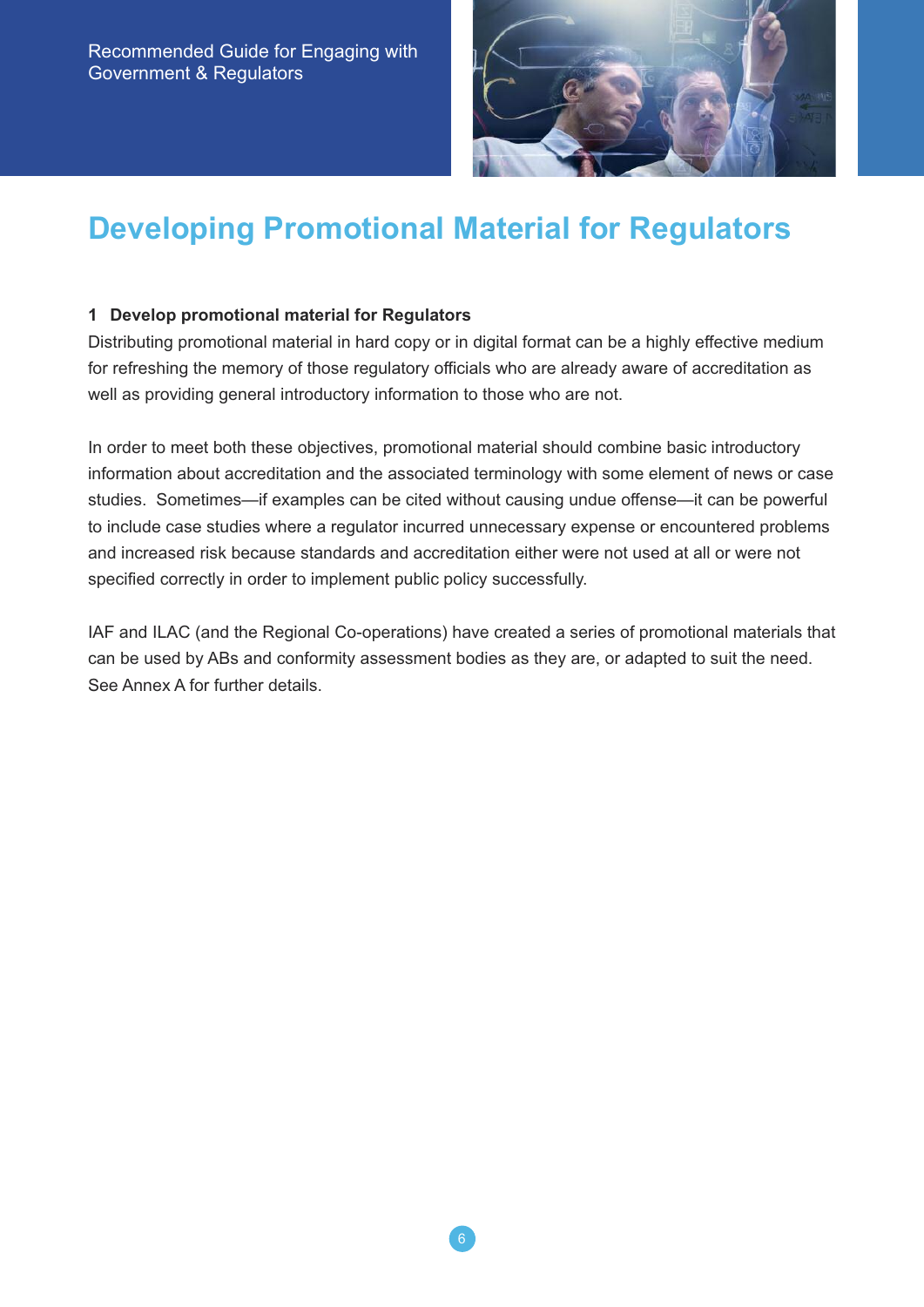# Developing Promotional Material for Regulators

### 1 Develop promotional material for Regulators

Distributing promotional material in hard copy or in digital format can be a highly effective medium for refreshing the memory of those regulatory officials who are already aware of accreditation as well as providing general introductory information to those who are not.

In order to meet both these objectives, promotional material should combine basic introductory information about accreditation and the associated terminology with some element of news or case studies. Sometimes—if examples can be cited without causing undue offense—it can be powerful to include case studies where a regulator incurred unnecessary expense or encountered problems and increased risk because standards and accreditation either were not used at all or were not specified correctly in order to implement public policy successfully.

IAF and ILAC (and the Regional Co-operations) have created a series of promotional materials that can be used by ABs and conformity assessment bodies as they are, or adapted to suit the need. See Annex A for further details.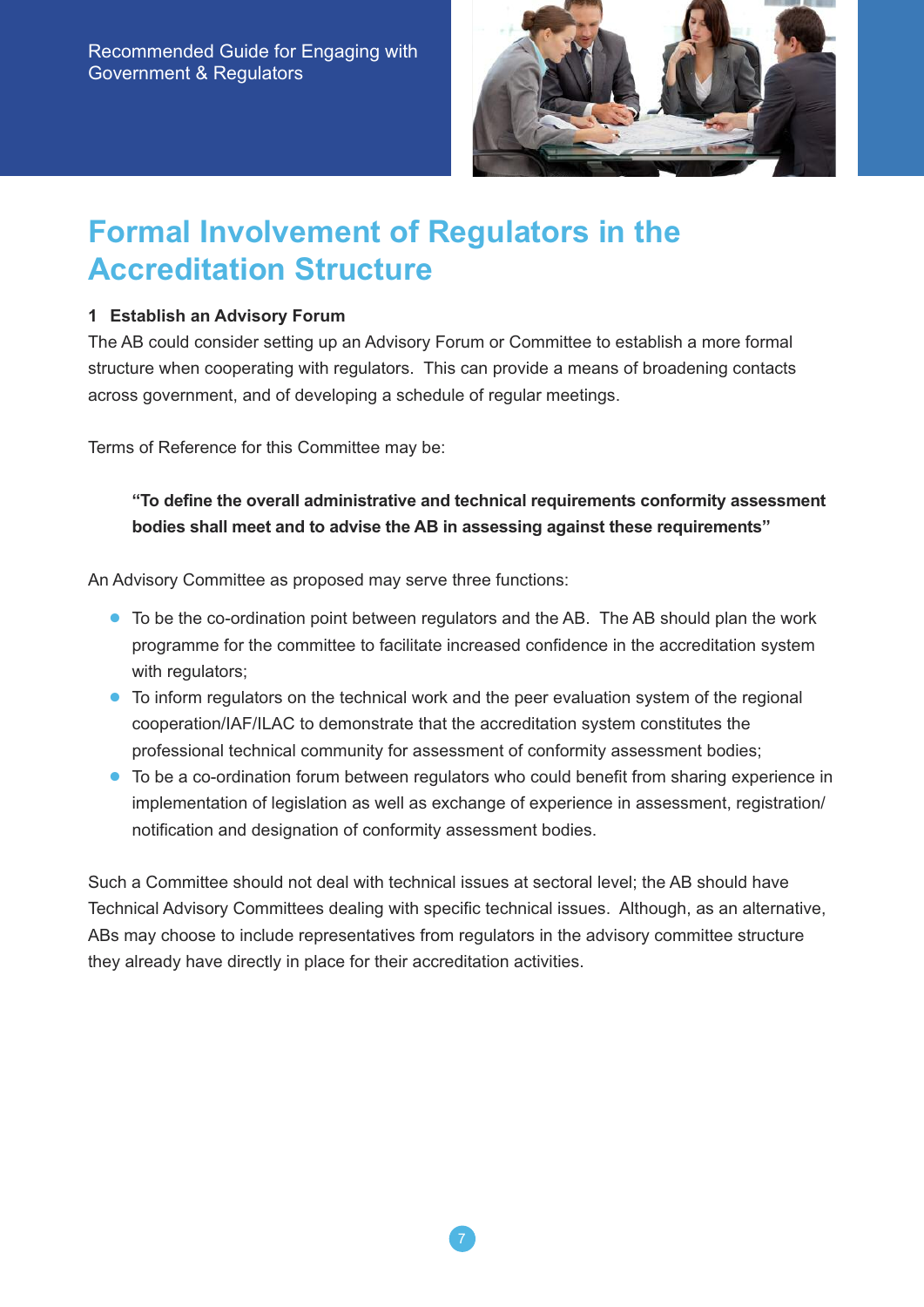# Formal Involvement of Regulators in the Accreditation Structure

### 1 Establish an Advisory Forum

The AB could consider setting up an Advisory Forum or Committee to establish a more formal structure when cooperating with regulators. This can provide a means of broadening contacts across government, and of developing a schedule of regular meetings.

Terms of Reference for this Committee may be:

> **"To define the overall administrative and technical requirements conformity assessment bodies shall meet and to advise the AB in assessing against these requirements"**

An Advisory Committee as proposed may serve three functions:

- To be the co-ordination point between regulators and the AB. The AB should plan the work programme for the committee to facilitate increased confidence in the accreditation system with regulators;
- To inform regulators on the technical work and the peer evaluation system of the regional cooperation/IAF/ILAC to demonstrate that the accreditation system constitutes the professional technical community for assessment of conformity assessment bodies;
- To be a co-ordination forum between regulators who could benefit from sharing experience in implementation of legislation as well as exchange of experience in assessment, registration/notification and designation of conformity assessment bodies.

Such a Committee should not deal with technical issues at sectoral level; the AB should have Technical Advisory Committees dealing with specific technical issues. Although, as an alternative, ABs may choose to include representatives from regulators in the advisory committee structure they already have directly in place for their accreditation activities.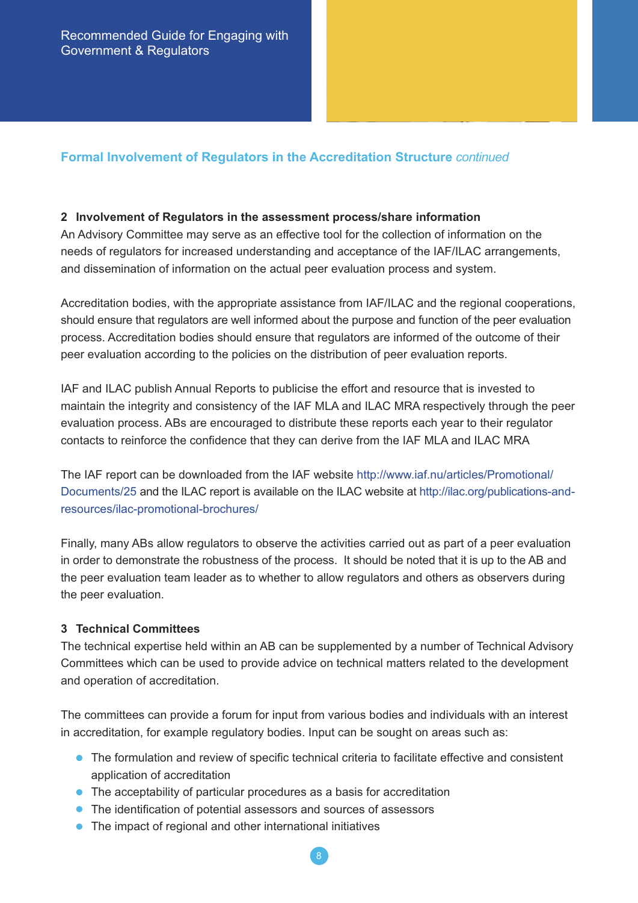## Formal Involvement of Regulators in the Accreditation Structure *continued*

### 2 Involvement of Regulators in the assessment process/share information

An Advisory Committee may serve as an effective tool for the collection of information on the needs of regulators for increased understanding and acceptance of the IAF/ILAC arrangements, and dissemination of information on the actual peer evaluation process and system.

Accreditation bodies, with the appropriate assistance from IAF/ILAC and the regional cooperations, should ensure that regulators are well informed about the purpose and function of the peer evaluation process. Accreditation bodies should ensure that regulators are informed of the outcome of their peer evaluation according to the policies on the distribution of peer evaluation reports.

IAF and ILAC publish Annual Reports to publicise the effort and resource that is invested to maintain the integrity and consistency of the IAF MLA and ILAC MRA respectively through the peer evaluation process. ABs are encouraged to distribute these reports each year to their regulator contacts to reinforce the confidence that they can derive from the IAF MLA and ILAC MRA

The IAF report can be downloaded from the IAF website http://www.iaf.nu/articles/Promotional/Documents/25 and the ILAC report is available on the ILAC website at http://ilac.org/publications-and-resources/ilac-promotional-brochures/

Finally, many ABs allow regulators to observe the activities carried out as part of a peer evaluation in order to demonstrate the robustness of the process. It should be noted that it is up to the AB and the peer evaluation team leader as to whether to allow regulators and others as observers during the peer evaluation.

### 3 Technical Committees

The technical expertise held within an AB can be supplemented by a number of Technical Advisory Committees which can be used to provide advice on technical matters related to the development and operation of accreditation.

The committees can provide a forum for input from various bodies and individuals with an interest in accreditation, for example regulatory bodies. Input can be sought on areas such as:

- The formulation and review of specific technical criteria to facilitate effective and consistent application of accreditation
- The acceptability of particular procedures as a basis for accreditation
- The identification of potential assessors and sources of assessors
- The impact of regional and other international initiatives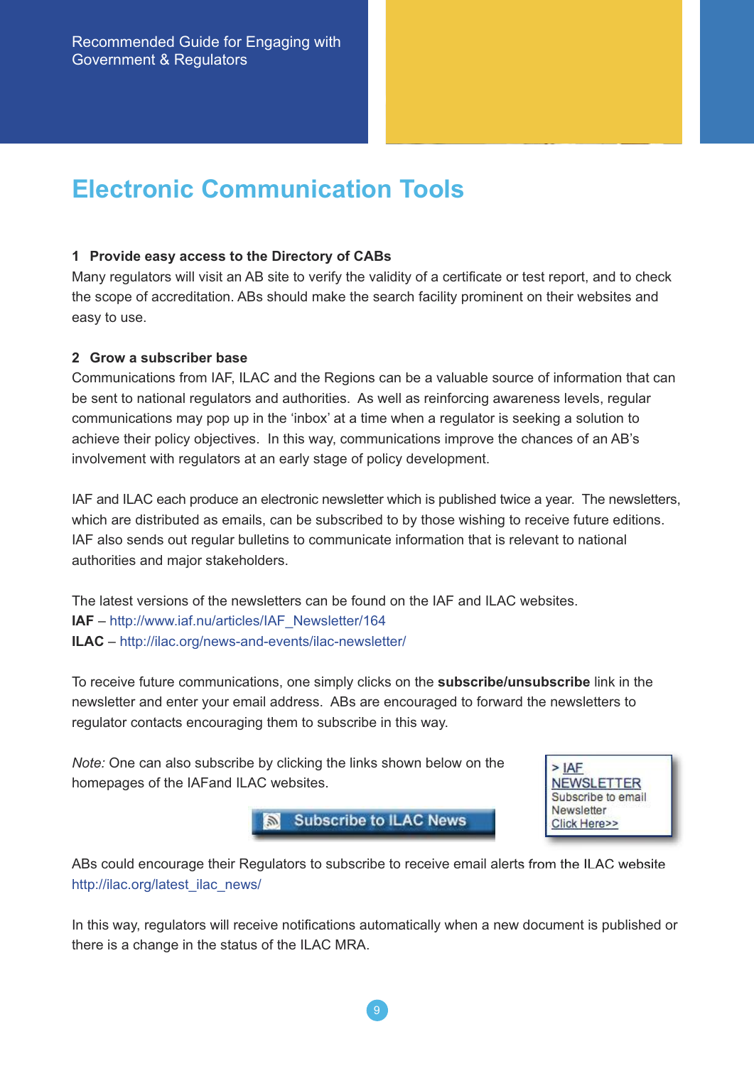# Electronic Communication Tools

### 1 Provide easy access to the Directory of CABs

Many regulators will visit an AB site to verify the validity of a certificate or test report, and to check the scope of accreditation. ABs should make the search facility prominent on their websites and easy to use.

### 2 Grow a subscriber base

Communications from IAF, ILAC and the Regions can be a valuable source of information that can be sent to national regulators and authorities. As well as reinforcing awareness levels, regular communications may pop up in the 'inbox' at a time when a regulator is seeking a solution to achieve their policy objectives. In this way, communications improve the chances of an AB's involvement with regulators at an early stage of policy development.

IAF and ILAC each produce an electronic newsletter which is published twice a year. The newsletters, which are distributed as emails, can be subscribed to by those wishing to receive future editions. IAF also sends out regular bulletins to communicate information that is relevant to national authorities and major stakeholders.

The latest versions of the newsletters can be found on the IAF and ILAC websites.
**IAF** – http://www.iaf.nu/articles/IAF_Newsletter/164
**ILAC** – http://ilac.org/news-and-events/ilac-newsletter/

To receive future communications, one simply clicks on the **subscribe/unsubscribe** link in the newsletter and enter your email address. ABs are encouraged to forward the newsletters to regulator contacts encouraging them to subscribe in this way.

*Note:* One can also subscribe by clicking the links shown below on the homepages of the IAFand ILAC websites.

Subscribe to ILAC News

> IAF NEWSLETTER
Subscribe to email Newsletter
Click Here>>

ABs could encourage their Regulators to subscribe to receive email alerts from the ILAC website http://ilac.org/latest_ilac_news/

In this way, regulators will receive notifications automatically when a new document is published or there is a change in the status of the ILAC MRA.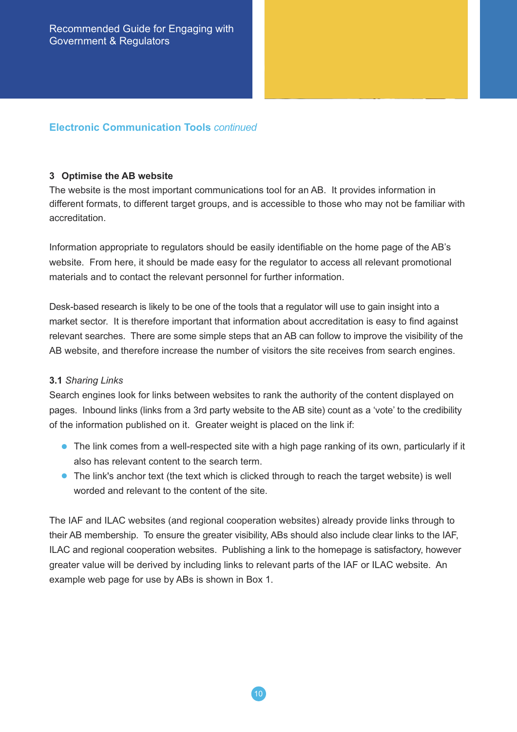## Electronic Communication Tools *continued*

### 3 Optimise the AB website

The website is the most important communications tool for an AB. It provides information in different formats, to different target groups, and is accessible to those who may not be familiar with accreditation.

Information appropriate to regulators should be easily identifiable on the home page of the AB's website. From here, it should be made easy for the regulator to access all relevant promotional materials and to contact the relevant personnel for further information.

Desk-based research is likely to be one of the tools that a regulator will use to gain insight into a market sector. It is therefore important that information about accreditation is easy to find against relevant searches. There are some simple steps that an AB can follow to improve the visibility of the AB website, and therefore increase the number of visitors the site receives from search engines.

**3.1** *Sharing Links*

Search engines look for links between websites to rank the authority of the content displayed on pages. Inbound links (links from a 3rd party website to the AB site) count as a 'vote' to the credibility of the information published on it. Greater weight is placed on the link if:

- The link comes from a well-respected site with a high page ranking of its own, particularly if it also has relevant content to the search term.
- The link's anchor text (the text which is clicked through to reach the target website) is well worded and relevant to the content of the site.

The IAF and ILAC websites (and regional cooperation websites) already provide links through to their AB membership. To ensure the greater visibility, ABs should also include clear links to the IAF, ILAC and regional cooperation websites. Publishing a link to the homepage is satisfactory, however greater value will be derived by including links to relevant parts of the IAF or ILAC website. An example web page for use by ABs is shown in Box 1.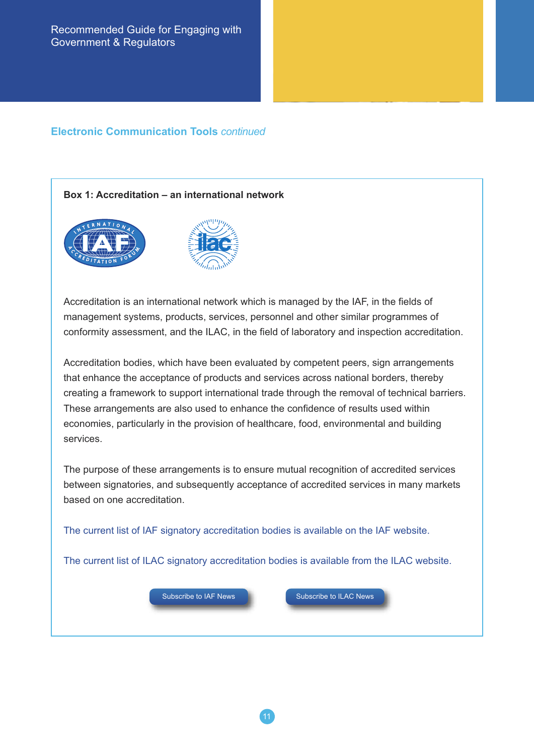## Electronic Communication Tools *continued*

### Box 1: Accreditation – an international network

Accreditation is an international network which is managed by the IAF, in the fields of management systems, products, services, personnel and other similar programmes of conformity assessment, and the ILAC, in the field of laboratory and inspection accreditation.

Accreditation bodies, which have been evaluated by competent peers, sign arrangements that enhance the acceptance of products and services across national borders, thereby creating a framework to support international trade through the removal of technical barriers. These arrangements are also used to enhance the confidence of results used within economies, particularly in the provision of healthcare, food, environmental and building services.

The purpose of these arrangements is to ensure mutual recognition of accredited services between signatories, and subsequently acceptance of accredited services in many markets based on one accreditation.

The current list of IAF signatory accreditation bodies is available on the IAF website.

The current list of ILAC signatory accreditation bodies is available from the ILAC website.

Subscribe to IAF News

Subscribe to ILAC News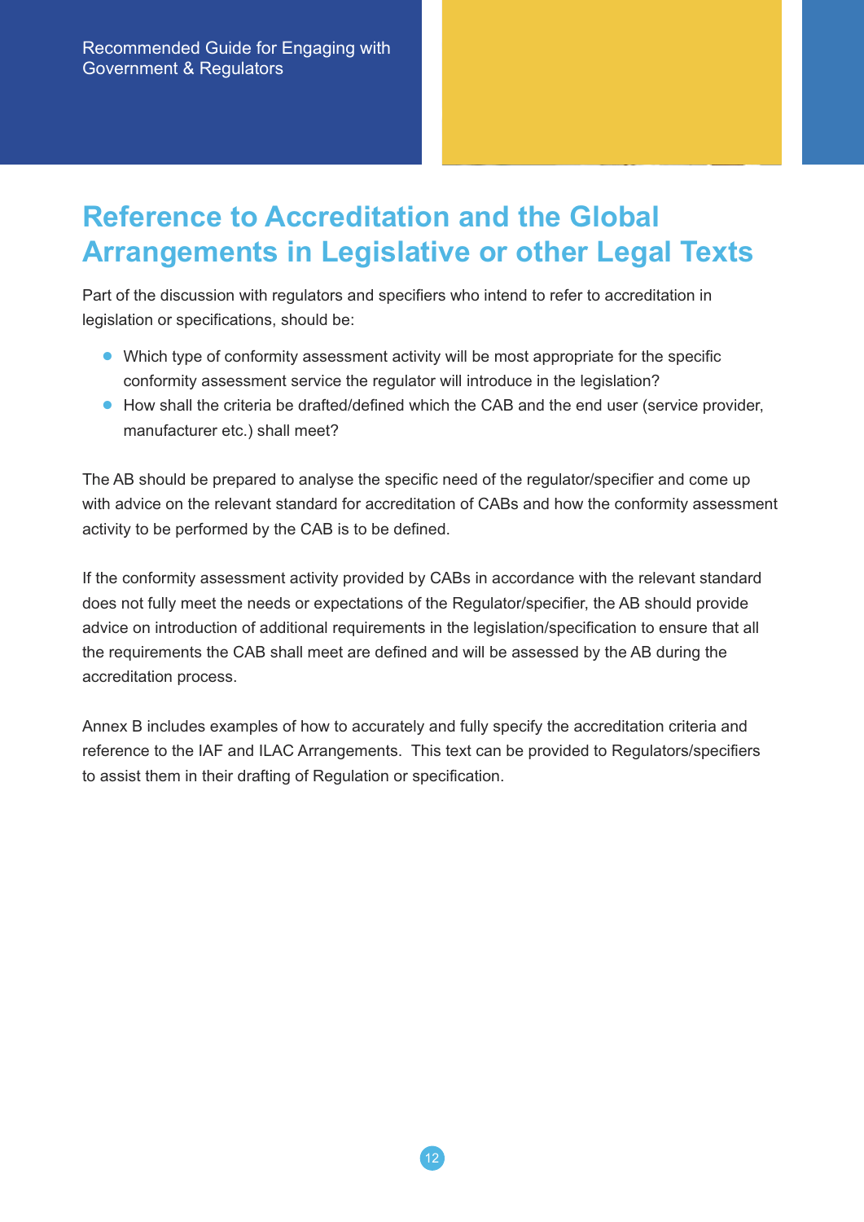# Reference to Accreditation and the Global Arrangements in Legislative or other Legal Texts

Part of the discussion with regulators and specifiers who intend to refer to accreditation in legislation or specifications, should be:

- Which type of conformity assessment activity will be most appropriate for the specific conformity assessment service the regulator will introduce in the legislation?
- How shall the criteria be drafted/defined which the CAB and the end user (service provider, manufacturer etc.) shall meet?

The AB should be prepared to analyse the specific need of the regulator/specifier and come up with advice on the relevant standard for accreditation of CABs and how the conformity assessment activity to be performed by the CAB is to be defined.

If the conformity assessment activity provided by CABs in accordance with the relevant standard does not fully meet the needs or expectations of the Regulator/specifier, the AB should provide advice on introduction of additional requirements in the legislation/specification to ensure that all the requirements the CAB shall meet are defined and will be assessed by the AB during the accreditation process.

Annex B includes examples of how to accurately and fully specify the accreditation criteria and reference to the IAF and ILAC Arrangements. This text can be provided to Regulators/specifiers to assist them in their drafting of Regulation or specification.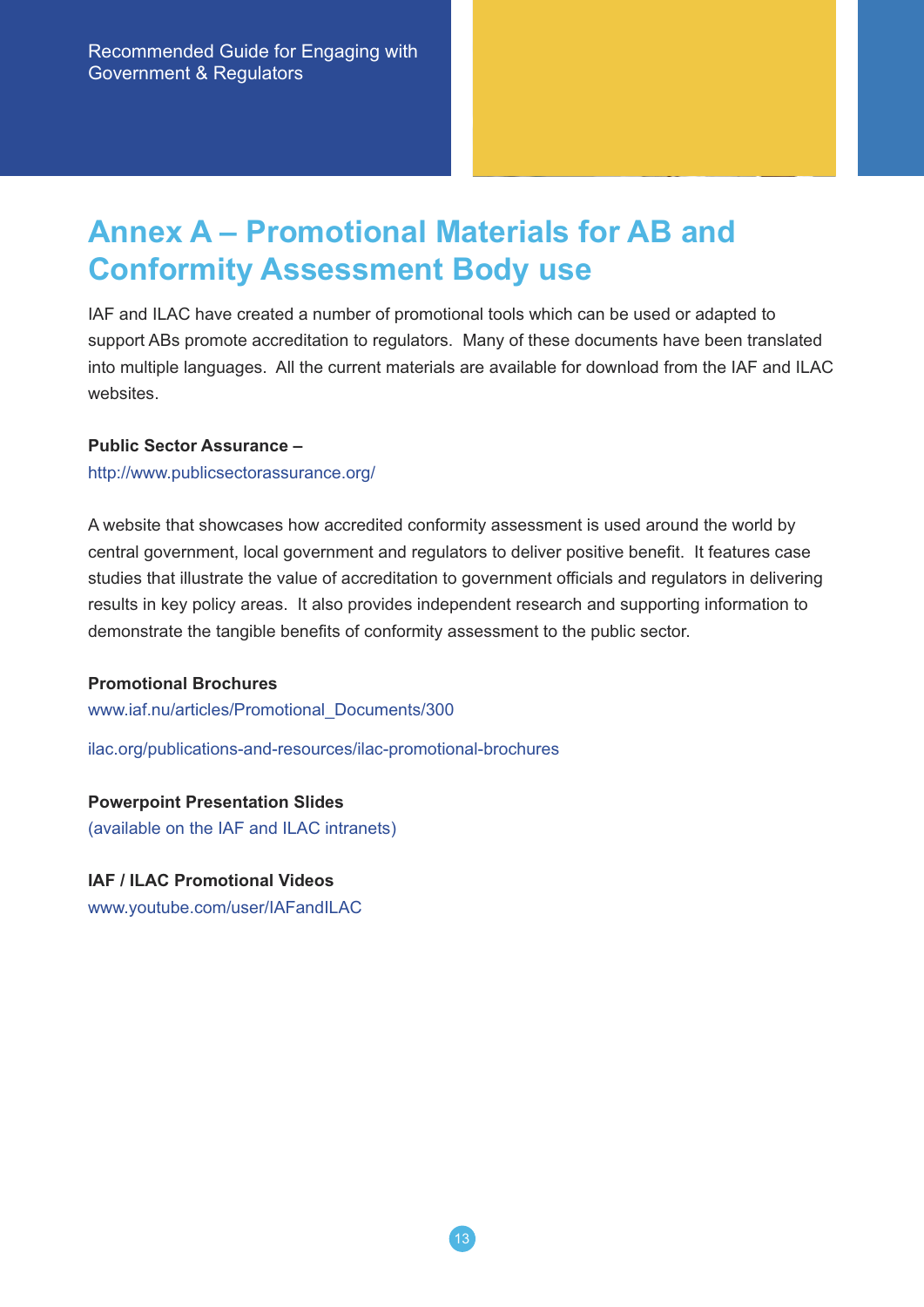# Annex A – Promotional Materials for AB and Conformity Assessment Body use

IAF and ILAC have created a number of promotional tools which can be used or adapted to support ABs promote accreditation to regulators. Many of these documents have been translated into multiple languages. All the current materials are available for download from the IAF and ILAC websites.

**Public Sector Assurance –**

http://www.publicsectorassurance.org/

A website that showcases how accredited conformity assessment is used around the world by central government, local government and regulators to deliver positive benefit. It features case studies that illustrate the value of accreditation to government officials and regulators in delivering results in key policy areas. It also provides independent research and supporting information to demonstrate the tangible benefits of conformity assessment to the public sector.

**Promotional Brochures**

www.iaf.nu/articles/Promotional_Documents/300

ilac.org/publications-and-resources/ilac-promotional-brochures

**Powerpoint Presentation Slides**

(available on the IAF and ILAC intranets)

**IAF / ILAC Promotional Videos**

www.youtube.com/user/IAFandILAC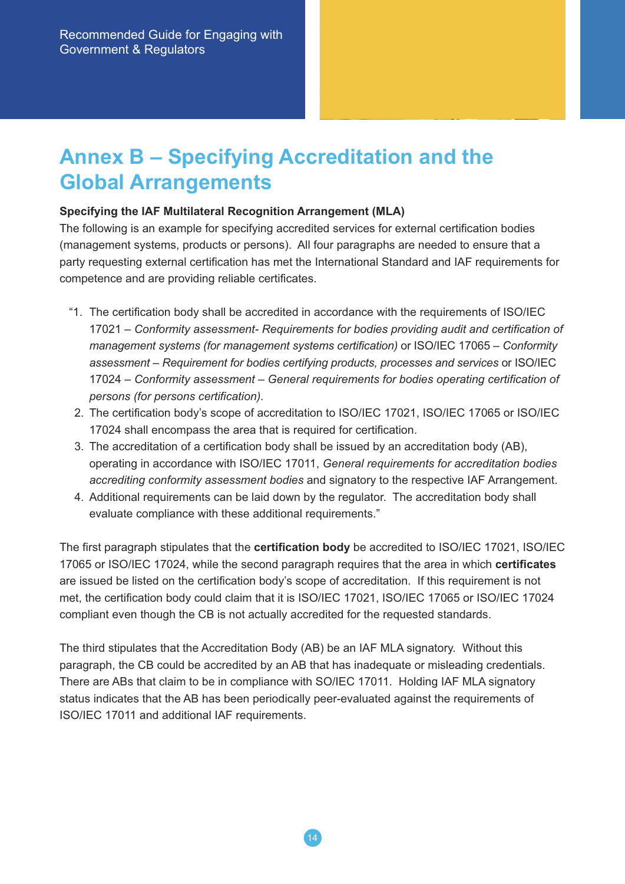# Annex B – Specifying Accreditation and the Global Arrangements

**Specifying the IAF Multilateral Recognition Arrangement (MLA)**

The following is an example for specifying accredited services for external certification bodies (management systems, products or persons). All four paragraphs are needed to ensure that a party requesting external certification has met the International Standard and IAF requirements for competence and are providing reliable certificates.

"1. The certification body shall be accredited in accordance with the requirements of ISO/IEC 17021 – *Conformity assessment- Requirements for bodies providing audit and certification of management systems (for management systems certification)* or ISO/IEC 17065 – *Conformity assessment – Requirement for bodies certifying products, processes and services* or ISO/IEC 17024 – *Conformity assessment – General requirements for bodies operating certification of persons (for persons certification)*.
2. The certification body's scope of accreditation to ISO/IEC 17021, ISO/IEC 17065 or ISO/IEC 17024 shall encompass the area that is required for certification.
3. The accreditation of a certification body shall be issued by an accreditation body (AB), operating in accordance with ISO/IEC 17011, *General requirements for accreditation bodies accrediting conformity assessment bodies* and signatory to the respective IAF Arrangement.
4. Additional requirements can be laid down by the regulator. The accreditation body shall evaluate compliance with these additional requirements."

The first paragraph stipulates that the **certification body** be accredited to ISO/IEC 17021, ISO/IEC 17065 or ISO/IEC 17024, while the second paragraph requires that the area in which **certificates** are issued be listed on the certification body's scope of accreditation. If this requirement is not met, the certification body could claim that it is ISO/IEC 17021, ISO/IEC 17065 or ISO/IEC 17024 compliant even though the CB is not actually accredited for the requested standards.

The third stipulates that the Accreditation Body (AB) be an IAF MLA signatory. Without this paragraph, the CB could be accredited by an AB that has inadequate or misleading credentials. There are ABs that claim to be in compliance with SO/IEC 17011. Holding IAF MLA signatory status indicates that the AB has been periodically peer-evaluated against the requirements of ISO/IEC 17011 and additional IAF requirements.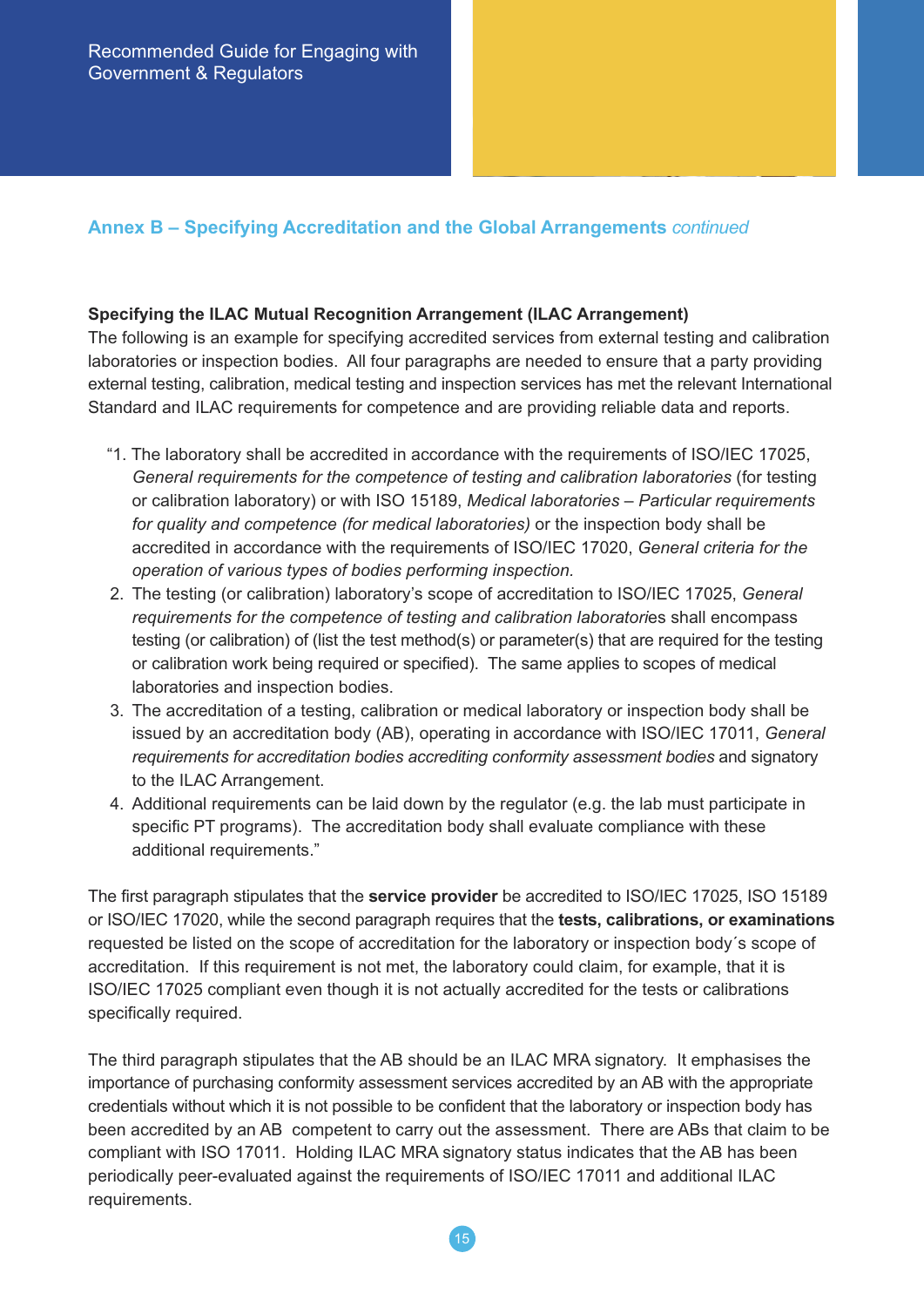## Annex B – Specifying Accreditation and the Global Arrangements *continued*

**Specifying the ILAC Mutual Recognition Arrangement (ILAC Arrangement)**
The following is an example for specifying accredited services from external testing and calibration laboratories or inspection bodies. All four paragraphs are needed to ensure that a party providing external testing, calibration, medical testing and inspection services has met the relevant International Standard and ILAC requirements for competence and are providing reliable data and reports.

"1. The laboratory shall be accredited in accordance with the requirements of ISO/IEC 17025, *General requirements for the competence of testing and calibration laboratories* (for testing or calibration laboratory) or with ISO 15189, *Medical laboratories – Particular requirements for quality and competence (for medical laboratories)* or the inspection body shall be accredited in accordance with the requirements of ISO/IEC 17020, *General criteria for the operation of various types of bodies performing inspection.*
2. The testing (or calibration) laboratory's scope of accreditation to ISO/IEC 17025, *General requirements for the competence of testing and calibration laboratori*es shall encompass testing (or calibration) of (list the test method(s) or parameter(s) that are required for the testing or calibration work being required or specified). The same applies to scopes of medical laboratories and inspection bodies.
3. The accreditation of a testing, calibration or medical laboratory or inspection body shall be issued by an accreditation body (AB), operating in accordance with ISO/IEC 17011, *General requirements for accreditation bodies accrediting conformity assessment bodies* and signatory to the ILAC Arrangement.
4. Additional requirements can be laid down by the regulator (e.g. the lab must participate in specific PT programs). The accreditation body shall evaluate compliance with these additional requirements."

The first paragraph stipulates that the **service provider** be accredited to ISO/IEC 17025, ISO 15189 or ISO/IEC 17020, while the second paragraph requires that the **tests, calibrations, or examinations** requested be listed on the scope of accreditation for the laboratory or inspection body´s scope of accreditation. If this requirement is not met, the laboratory could claim, for example, that it is ISO/IEC 17025 compliant even though it is not actually accredited for the tests or calibrations specifically required.

The third paragraph stipulates that the AB should be an ILAC MRA signatory. It emphasises the importance of purchasing conformity assessment services accredited by an AB with the appropriate credentials without which it is not possible to be confident that the laboratory or inspection body has been accredited by an AB competent to carry out the assessment. There are ABs that claim to be compliant with ISO 17011. Holding ILAC MRA signatory status indicates that the AB has been periodically peer-evaluated against the requirements of ISO/IEC 17011 and additional ILAC requirements.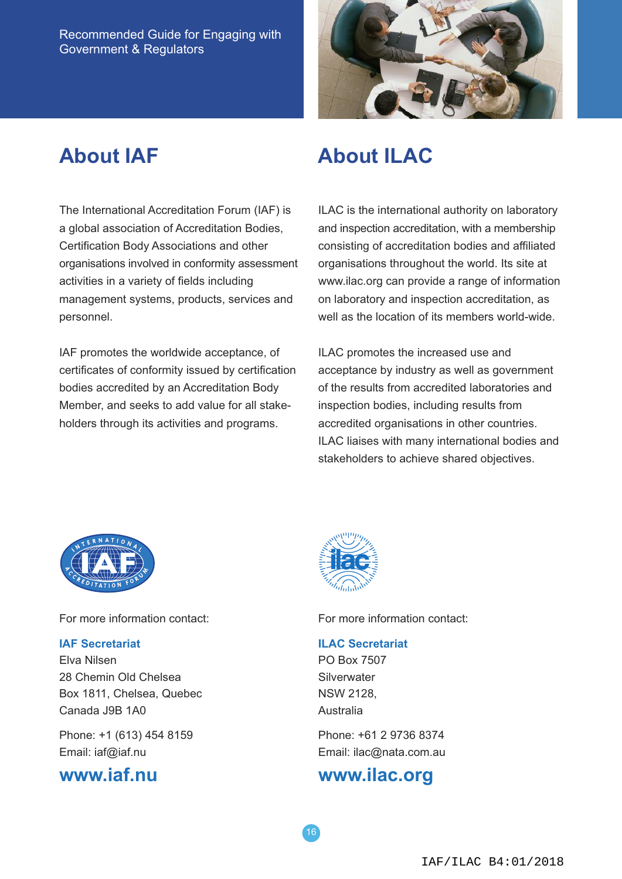## About IAF

The International Accreditation Forum (IAF) is a global association of Accreditation Bodies, Certification Body Associations and other organisations involved in conformity assessment activities in a variety of fields including management systems, products, services and personnel.

IAF promotes the worldwide acceptance, of certificates of conformity issued by certification bodies accredited by an Accreditation Body Member, and seeks to add value for all stake-holders through its activities and programs.

For more information contact:

**IAF Secretariat**
Elva Nilsen
28 Chemin Old Chelsea
Box 1811, Chelsea, Quebec
Canada J9B 1A0

Phone: +1 (613) 454 8159
Email: iaf@iaf.nu

**www.iaf.nu**

## About ILAC

ILAC is the international authority on laboratory and inspection accreditation, with a membership consisting of accreditation bodies and affiliated organisations throughout the world. Its site at www.ilac.org can provide a range of information on laboratory and inspection accreditation, as well as the location of its members world-wide.

ILAC promotes the increased use and acceptance by industry as well as government of the results from accredited laboratories and inspection bodies, including results from accredited organisations in other countries. ILAC liaises with many international bodies and stakeholders to achieve shared objectives.

For more information contact:

**ILAC Secretariat**
PO Box 7507
Silverwater
NSW 2128,
Australia

Phone: +61 2 9736 8374
Email: ilac@nata.com.au

**www.ilac.org**

IAF/ILAC B4:01/2018